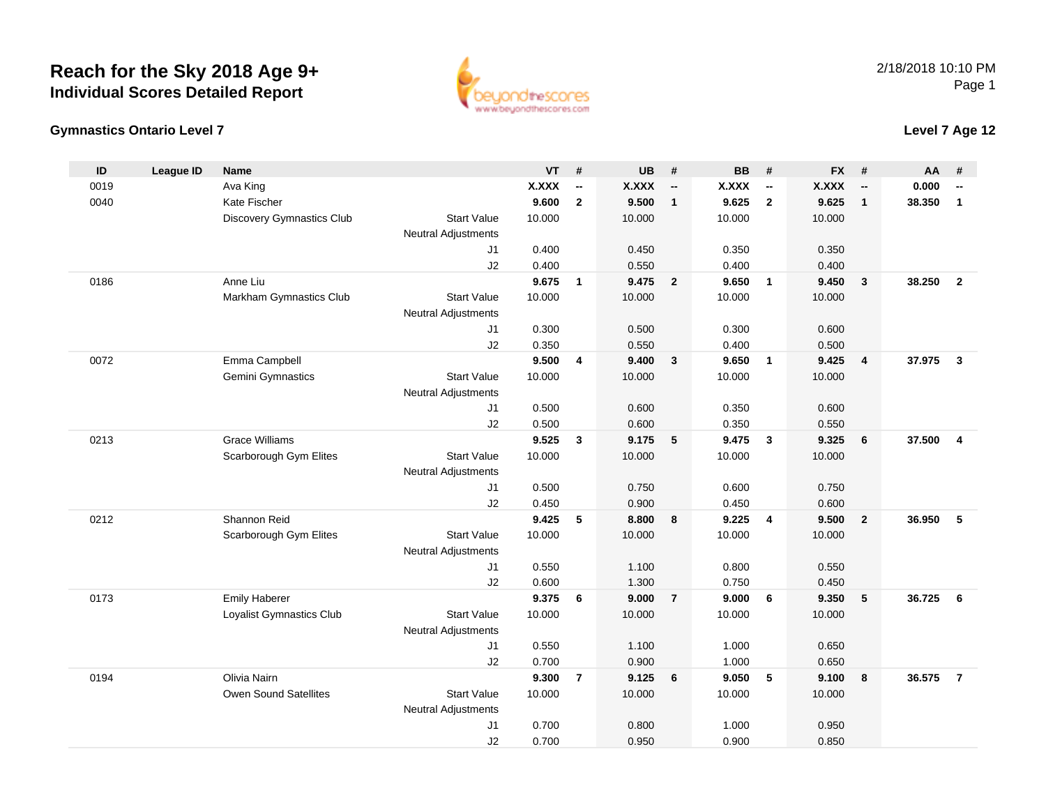# Reach for the Sky 2018 Age 9+

## Individual Scores Detailed Report

2/18/2018 10:10 PM

### Gymnastics Ontario Level 7

### Level 7 Age 12

| ID | League ID | Name | | VT | # | UB | # | BB | # | FX | # | AA | # |
|---|---|---|---|---|---|---|---|---|---|---|---|---|---|
| 0019 | | Ava King | | **X.XXX** | **--** | **X.XXX** | **--** | **X.XXX** | **--** | **X.XXX** | **--** | **0.000** | **--** |
| 0040 | | Kate Fischer | | **9.600** | **2** | **9.500** | **1** | **9.625** | **2** | **9.625** | **1** | **38.350** | **1** |
| | | Discovery Gymnastics Club | Start Value | 10.000 | | 10.000 | | 10.000 | | 10.000 | | | |
| | | | Neutral Adjustments | | | | | | | | | | |
| | | | J1 | 0.400 | | 0.450 | | 0.350 | | 0.350 | | | |
| | | | J2 | 0.400 | | 0.550 | | 0.400 | | 0.400 | | | |
| 0186 | | Anne Liu | | **9.675** | **1** | **9.475** | **2** | **9.650** | **1** | **9.450** | **3** | **38.250** | **2** |
| | | Markham Gymnastics Club | Start Value | 10.000 | | 10.000 | | 10.000 | | 10.000 | | | |
| | | | Neutral Adjustments | | | | | | | | | | |
| | | | J1 | 0.300 | | 0.500 | | 0.300 | | 0.600 | | | |
| | | | J2 | 0.350 | | 0.550 | | 0.400 | | 0.500 | | | |
| 0072 | | Emma Campbell | | **9.500** | **4** | **9.400** | **3** | **9.650** | **1** | **9.425** | **4** | **37.975** | **3** |
| | | Gemini Gymnastics | Start Value | 10.000 | | 10.000 | | 10.000 | | 10.000 | | | |
| | | | Neutral Adjustments | | | | | | | | | | |
| | | | J1 | 0.500 | | 0.600 | | 0.350 | | 0.600 | | | |
| | | | J2 | 0.500 | | 0.600 | | 0.350 | | 0.550 | | | |
| 0213 | | Grace Williams | | **9.525** | **3** | **9.175** | **5** | **9.475** | **3** | **9.325** | **6** | **37.500** | **4** |
| | | Scarborough Gym Elites | Start Value | 10.000 | | 10.000 | | 10.000 | | 10.000 | | | |
| | | | Neutral Adjustments | | | | | | | | | | |
| | | | J1 | 0.500 | | 0.750 | | 0.600 | | 0.750 | | | |
| | | | J2 | 0.450 | | 0.900 | | 0.450 | | 0.600 | | | |
| 0212 | | Shannon Reid | | **9.425** | **5** | **8.800** | **8** | **9.225** | **4** | **9.500** | **2** | **36.950** | **5** |
| | | Scarborough Gym Elites | Start Value | 10.000 | | 10.000 | | 10.000 | | 10.000 | | | |
| | | | Neutral Adjustments | | | | | | | | | | |
| | | | J1 | 0.550 | | 1.100 | | 0.800 | | 0.550 | | | |
| | | | J2 | 0.600 | | 1.300 | | 0.750 | | 0.450 | | | |
| 0173 | | Emily Haberer | | **9.375** | **6** | **9.000** | **7** | **9.000** | **6** | **9.350** | **5** | **36.725** | **6** |
| | | Loyalist Gymnastics Club | Start Value | 10.000 | | 10.000 | | 10.000 | | 10.000 | | | |
| | | | Neutral Adjustments | | | | | | | | | | |
| | | | J1 | 0.550 | | 1.100 | | 1.000 | | 0.650 | | | |
| | | | J2 | 0.700 | | 0.900 | | 1.000 | | 0.650 | | | |
| 0194 | | Olivia Nairn | | **9.300** | **7** | **9.125** | **6** | **9.050** | **5** | **9.100** | **8** | **36.575** | **7** |
| | | Owen Sound Satellites | Start Value | 10.000 | | 10.000 | | 10.000 | | 10.000 | | | |
| | | | Neutral Adjustments | | | | | | | | | | |
| | | | J1 | 0.700 | | 0.800 | | 1.000 | | 0.950 | | | |
| | | | J2 | 0.700 | | 0.950 | | 0.900 | | 0.850 | | | |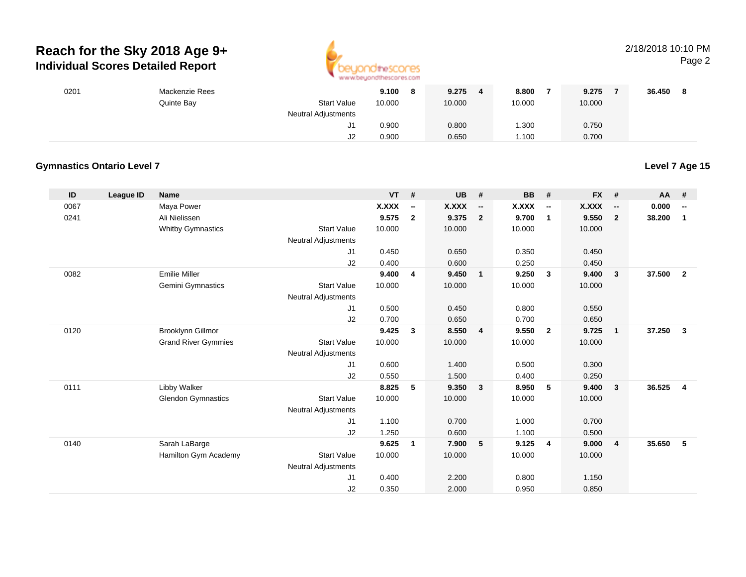| | | | | VT | # | UB | # | BB | # | FX | # | AA | # |
|---|---|---|---|---|---|---|---|---|---|---|---|---|---|
| 0201 | | Mackenzie Rees | | **9.100** | **8** | **9.275** | **4** | **8.800** | **7** | **9.275** | **7** | **36.450** | **8** |
| | | Quinte Bay | Start Value | 10.000 | | 10.000 | | 10.000 | | 10.000 | | | |
| | | | Neutral Adjustments | | | | | | | | | | |
| | | | J1 | 0.900 | | 0.800 | | 1.300 | | 0.750 | | | |
| | | | J2 | 0.900 | | 0.650 | | 1.100 | | 0.700 | | | |

### Gymnastics Ontario Level 7

### Level 7 Age 15

| ID | League ID | Name | | VT | # | UB | # | BB | # | FX | # | AA | # |
|---|---|---|---|---|---|---|---|---|---|---|---|---|---|
| 0067 | | Maya Power | | **X.XXX** | **--** | **X.XXX** | **--** | **X.XXX** | **--** | **X.XXX** | **--** | **0.000** | **--** |
| 0241 | | Ali Nielissen | | **9.575** | **2** | **9.375** | **2** | **9.700** | **1** | **9.550** | **2** | **38.200** | **1** |
| | | Whitby Gymnastics | Start Value | 10.000 | | 10.000 | | 10.000 | | 10.000 | | | |
| | | | Neutral Adjustments | | | | | | | | | | |
| | | | J1 | 0.450 | | 0.650 | | 0.350 | | 0.450 | | | |
| | | | J2 | 0.400 | | 0.600 | | 0.250 | | 0.450 | | | |
| 0082 | | Emilie Miller | | **9.400** | **4** | **9.450** | **1** | **9.250** | **3** | **9.400** | **3** | **37.500** | **2** |
| | | Gemini Gymnastics | Start Value | 10.000 | | 10.000 | | 10.000 | | 10.000 | | | |
| | | | Neutral Adjustments | | | | | | | | | | |
| | | | J1 | 0.500 | | 0.450 | | 0.800 | | 0.550 | | | |
| | | | J2 | 0.700 | | 0.650 | | 0.700 | | 0.650 | | | |
| 0120 | | Brooklynn Gillmor | | **9.425** | **3** | **8.550** | **4** | **9.550** | **2** | **9.725** | **1** | **37.250** | **3** |
| | | Grand River Gymmies | Start Value | 10.000 | | 10.000 | | 10.000 | | 10.000 | | | |
| | | | Neutral Adjustments | | | | | | | | | | |
| | | | J1 | 0.600 | | 1.400 | | 0.500 | | 0.300 | | | |
| | | | J2 | 0.550 | | 1.500 | | 0.400 | | 0.250 | | | |
| 0111 | | Libby Walker | | **8.825** | **5** | **9.350** | **3** | **8.950** | **5** | **9.400** | **3** | **36.525** | **4** |
| | | Glendon Gymnastics | Start Value | 10.000 | | 10.000 | | 10.000 | | 10.000 | | | |
| | | | Neutral Adjustments | | | | | | | | | | |
| | | | J1 | 1.100 | | 0.700 | | 1.000 | | 0.700 | | | |
| | | | J2 | 1.250 | | 0.600 | | 1.100 | | 0.500 | | | |
| 0140 | | Sarah LaBarge | | **9.625** | **1** | **7.900** | **5** | **9.125** | **4** | **9.000** | **4** | **35.650** | **5** |
| | | Hamilton Gym Academy | Start Value | 10.000 | | 10.000 | | 10.000 | | 10.000 | | | |
| | | | Neutral Adjustments | | | | | | | | | | |
| | | | J1 | 0.400 | | 2.200 | | 0.800 | | 1.150 | | | |
| | | | J2 | 0.350 | | 2.000 | | 0.950 | | 0.850 | | | |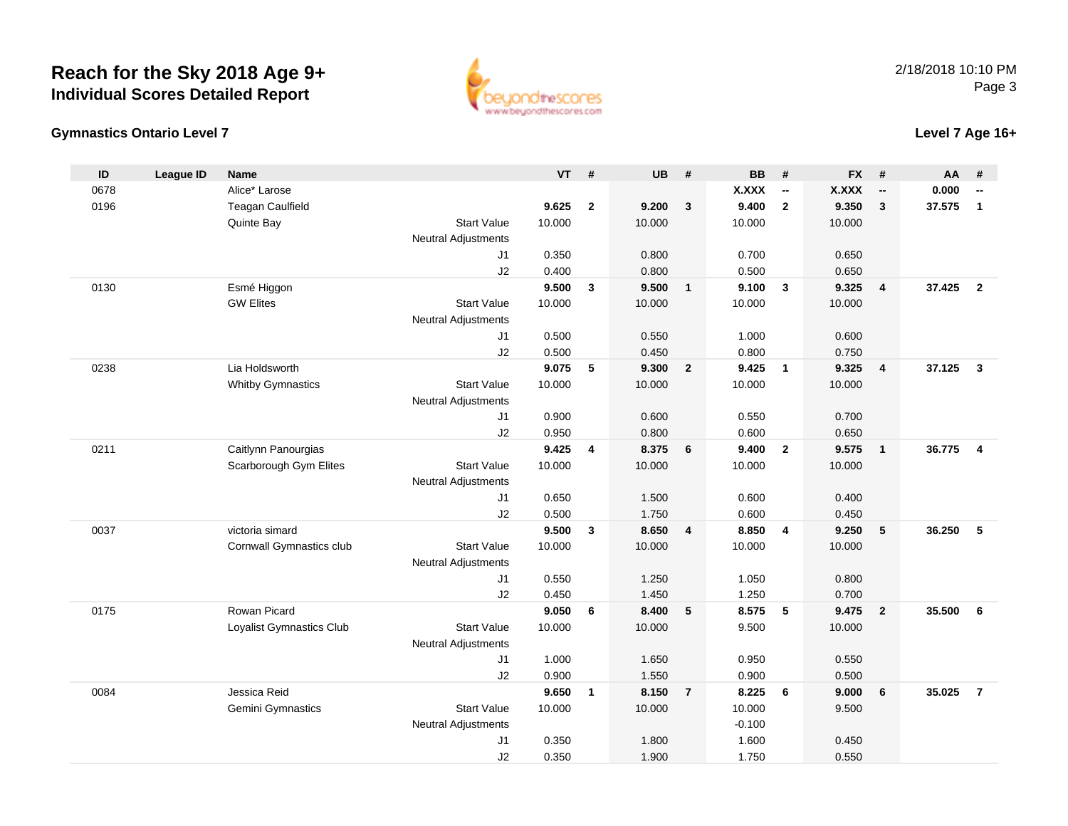# Reach for the Sky 2018 Age 9+

## Individual Scores Detailed Report

2/18/2018 10:10 PM

### Gymnastics Ontario Level 7

### Level 7 Age 16+

| ID | League ID | Name | | VT | # | UB | # | BB | # | FX | # | AA | # |
|---|---|---|---|---|---|---|---|---|---|---|---|---|---|
| 0678 | | Alice* Larose | | | | | | X.XXX | -- | X.XXX | -- | 0.000 | -- |
| 0196 | | Teagan Caulfield | | **9.625** | **2** | **9.200** | **3** | **9.400** | **2** | **9.350** | **3** | **37.575** | **1** |
| | | Quinte Bay | Start Value | 10.000 | | 10.000 | | 10.000 | | 10.000 | | | |
| | | | Neutral Adjustments | | | | | | | | | | |
| | | | J1 | 0.350 | | 0.800 | | 0.700 | | 0.650 | | | |
| | | | J2 | 0.400 | | 0.800 | | 0.500 | | 0.650 | | | |
| 0130 | | Esmé Higgon | | **9.500** | **3** | **9.500** | **1** | **9.100** | **3** | **9.325** | **4** | **37.425** | **2** |
| | | GW Elites | Start Value | 10.000 | | 10.000 | | 10.000 | | 10.000 | | | |
| | | | Neutral Adjustments | | | | | | | | | | |
| | | | J1 | 0.500 | | 0.550 | | 1.000 | | 0.600 | | | |
| | | | J2 | 0.500 | | 0.450 | | 0.800 | | 0.750 | | | |
| 0238 | | Lia Holdsworth | | **9.075** | **5** | **9.300** | **2** | **9.425** | **1** | **9.325** | **4** | **37.125** | **3** |
| | | Whitby Gymnastics | Start Value | 10.000 | | 10.000 | | 10.000 | | 10.000 | | | |
| | | | Neutral Adjustments | | | | | | | | | | |
| | | | J1 | 0.900 | | 0.600 | | 0.550 | | 0.700 | | | |
| | | | J2 | 0.950 | | 0.800 | | 0.600 | | 0.650 | | | |
| 0211 | | Caitlynn Panourgias | | **9.425** | **4** | **8.375** | **6** | **9.400** | **2** | **9.575** | **1** | **36.775** | **4** |
| | | Scarborough Gym Elites | Start Value | 10.000 | | 10.000 | | 10.000 | | 10.000 | | | |
| | | | Neutral Adjustments | | | | | | | | | | |
| | | | J1 | 0.650 | | 1.500 | | 0.600 | | 0.400 | | | |
| | | | J2 | 0.500 | | 1.750 | | 0.600 | | 0.450 | | | |
| 0037 | | victoria simard | | **9.500** | **3** | **8.650** | **4** | **8.850** | **4** | **9.250** | **5** | **36.250** | **5** |
| | | Cornwall Gymnastics club | Start Value | 10.000 | | 10.000 | | 10.000 | | 10.000 | | | |
| | | | Neutral Adjustments | | | | | | | | | | |
| | | | J1 | 0.550 | | 1.250 | | 1.050 | | 0.800 | | | |
| | | | J2 | 0.450 | | 1.450 | | 1.250 | | 0.700 | | | |
| 0175 | | Rowan Picard | | **9.050** | **6** | **8.400** | **5** | **8.575** | **5** | **9.475** | **2** | **35.500** | **6** |
| | | Loyalist Gymnastics Club | Start Value | 10.000 | | 10.000 | | 9.500 | | 10.000 | | | |
| | | | Neutral Adjustments | | | | | | | | | | |
| | | | J1 | 1.000 | | 1.650 | | 0.950 | | 0.550 | | | |
| | | | J2 | 0.900 | | 1.550 | | 0.900 | | 0.500 | | | |
| 0084 | | Jessica Reid | | **9.650** | **1** | **8.150** | **7** | **8.225** | **6** | **9.000** | **6** | **35.025** | **7** |
| | | Gemini Gymnastics | Start Value | 10.000 | | 10.000 | | 10.000 | | 9.500 | | | |
| | | | Neutral Adjustments | | | | | -0.100 | | | | | |
| | | | J1 | 0.350 | | 1.800 | | 1.600 | | 0.450 | | | |
| | | | J2 | 0.350 | | 1.900 | | 1.750 | | 0.550 | | | |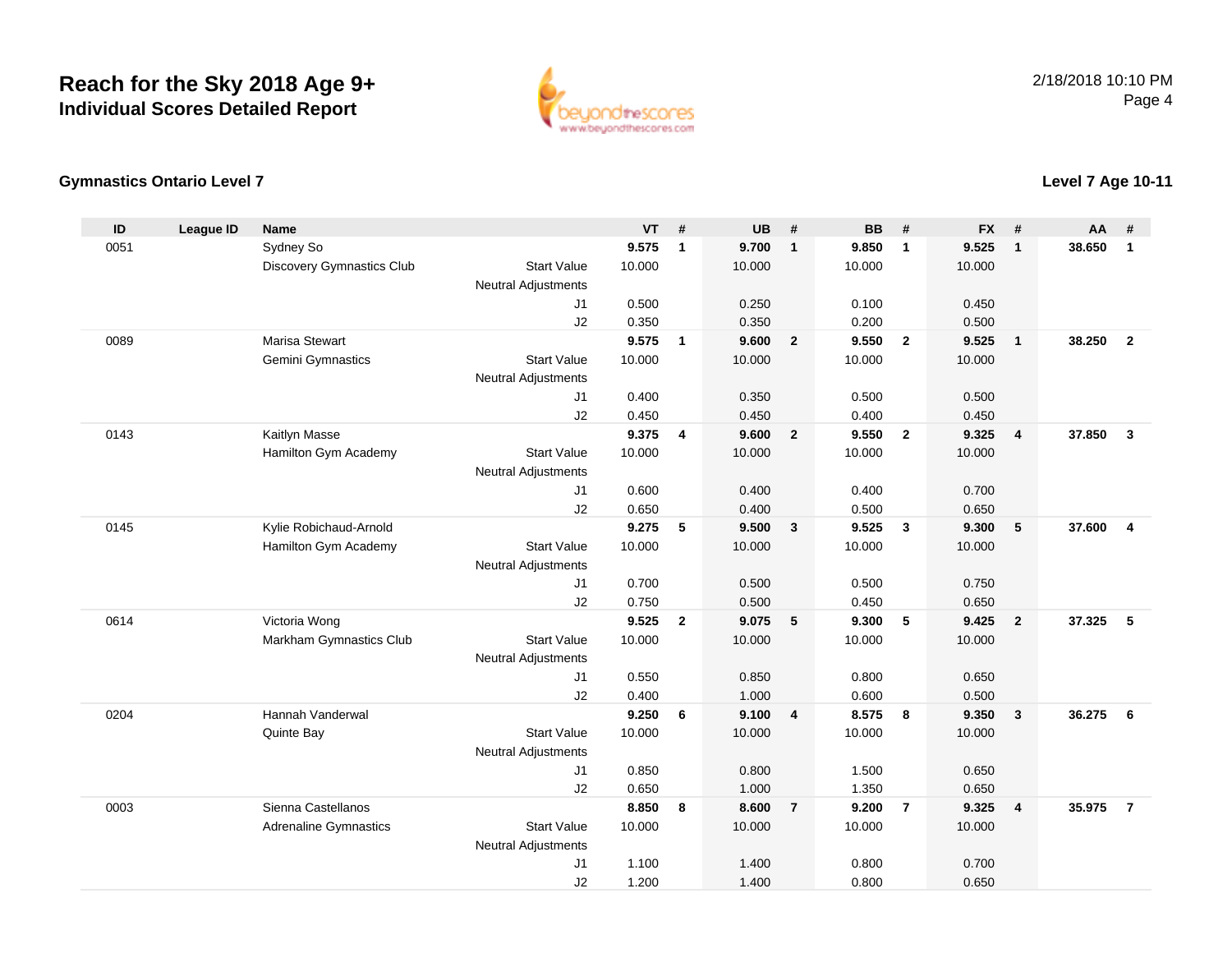# Reach for the Sky 2018 Age 9+
## Individual Scores Detailed Report

2/18/2018 10:10 PM

### Gymnastics Ontario Level 7

### Level 7 Age 10-11

| ID | League ID | Name | | | VT | # | UB | # | BB | # | FX | # | AA | # |
|---|---|---|---|---|---|---|---|---|---|---|---|---|---|---|
| 0051 | | Sydney So | | | 9.575 | 1 | 9.700 | 1 | 9.850 | 1 | 9.525 | 1 | 38.650 | 1 |
| | | Discovery Gymnastics Club | Start Value | | 10.000 | | 10.000 | | 10.000 | | 10.000 | | | |
| | | | Neutral Adjustments | | | | | | | | | | | |
| | | | | J1 | 0.500 | | 0.250 | | 0.100 | | 0.450 | | | |
| | | | | J2 | 0.350 | | 0.350 | | 0.200 | | 0.500 | | | |
| 0089 | | Marisa Stewart | | | 9.575 | 1 | 9.600 | 2 | 9.550 | 2 | 9.525 | 1 | 38.250 | 2 |
| | | Gemini Gymnastics | Start Value | | 10.000 | | 10.000 | | 10.000 | | 10.000 | | | |
| | | | Neutral Adjustments | | | | | | | | | | | |
| | | | | J1 | 0.400 | | 0.350 | | 0.500 | | 0.500 | | | |
| | | | | J2 | 0.450 | | 0.450 | | 0.400 | | 0.450 | | | |
| 0143 | | Kaitlyn Masse | | | 9.375 | 4 | 9.600 | 2 | 9.550 | 2 | 9.325 | 4 | 37.850 | 3 |
| | | Hamilton Gym Academy | Start Value | | 10.000 | | 10.000 | | 10.000 | | 10.000 | | | |
| | | | Neutral Adjustments | | | | | | | | | | | |
| | | | | J1 | 0.600 | | 0.400 | | 0.400 | | 0.700 | | | |
| | | | | J2 | 0.650 | | 0.400 | | 0.500 | | 0.650 | | | |
| 0145 | | Kylie Robichaud-Arnold | | | 9.275 | 5 | 9.500 | 3 | 9.525 | 3 | 9.300 | 5 | 37.600 | 4 |
| | | Hamilton Gym Academy | Start Value | | 10.000 | | 10.000 | | 10.000 | | 10.000 | | | |
| | | | Neutral Adjustments | | | | | | | | | | | |
| | | | | J1 | 0.700 | | 0.500 | | 0.500 | | 0.750 | | | |
| | | | | J2 | 0.750 | | 0.500 | | 0.450 | | 0.650 | | | |
| 0614 | | Victoria Wong | | | 9.525 | 2 | 9.075 | 5 | 9.300 | 5 | 9.425 | 2 | 37.325 | 5 |
| | | Markham Gymnastics Club | Start Value | | 10.000 | | 10.000 | | 10.000 | | 10.000 | | | |
| | | | Neutral Adjustments | | | | | | | | | | | |
| | | | | J1 | 0.550 | | 0.850 | | 0.800 | | 0.650 | | | |
| | | | | J2 | 0.400 | | 1.000 | | 0.600 | | 0.500 | | | |
| 0204 | | Hannah Vanderwal | | | 9.250 | 6 | 9.100 | 4 | 8.575 | 8 | 9.350 | 3 | 36.275 | 6 |
| | | Quinte Bay | Start Value | | 10.000 | | 10.000 | | 10.000 | | 10.000 | | | |
| | | | Neutral Adjustments | | | | | | | | | | | |
| | | | | J1 | 0.850 | | 0.800 | | 1.500 | | 0.650 | | | |
| | | | | J2 | 0.650 | | 1.000 | | 1.350 | | 0.650 | | | |
| 0003 | | Sienna Castellanos | | | 8.850 | 8 | 8.600 | 7 | 9.200 | 7 | 9.325 | 4 | 35.975 | 7 |
| | | Adrenaline Gymnastics | Start Value | | 10.000 | | 10.000 | | 10.000 | | 10.000 | | | |
| | | | Neutral Adjustments | | | | | | | | | | | |
| | | | | J1 | 1.100 | | 1.400 | | 0.800 | | 0.700 | | | |
| | | | | J2 | 1.200 | | 1.400 | | 0.800 | | 0.650 | | | |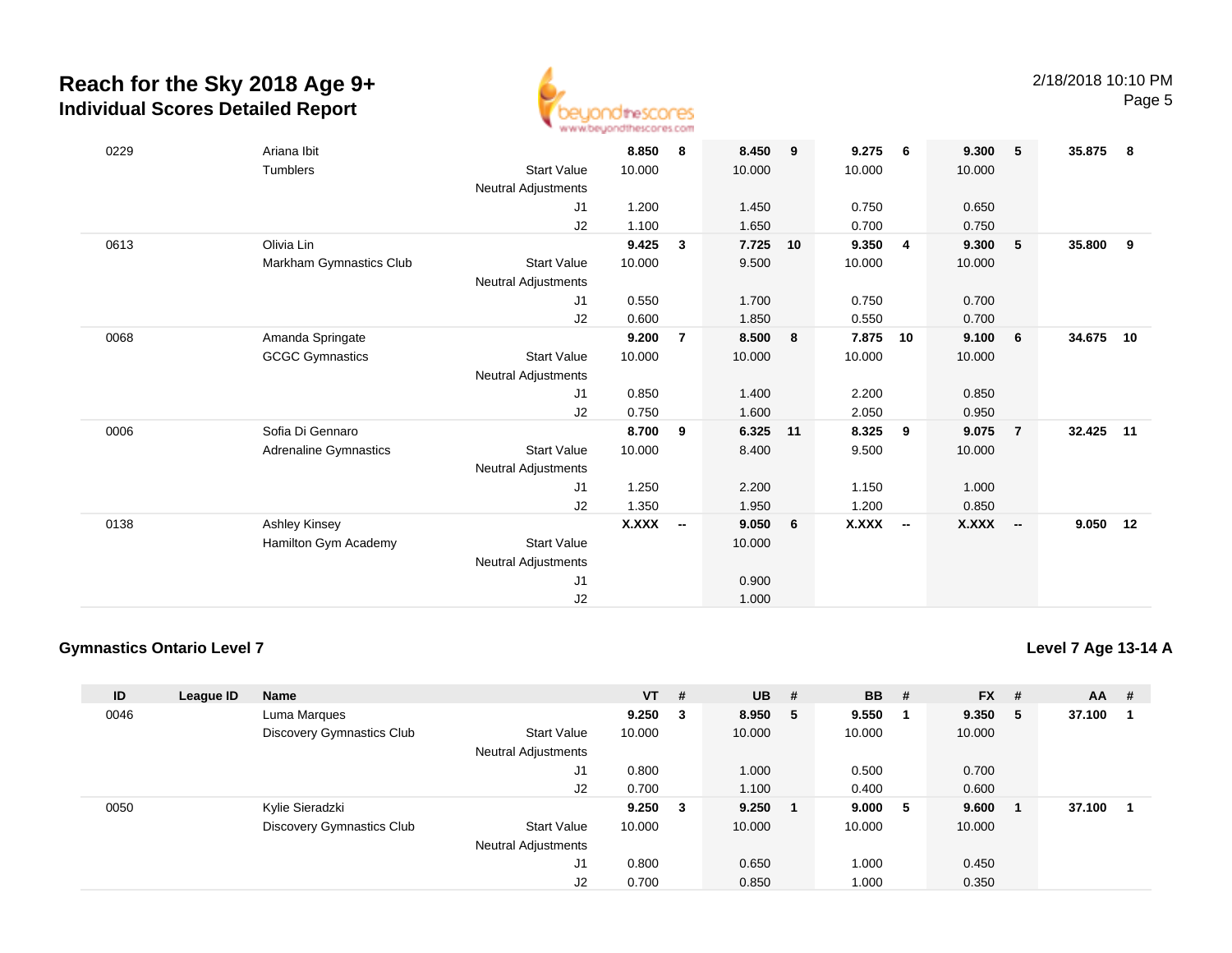# Reach for the Sky 2018 Age 9+
## Individual Scores Detailed Report

2/18/2018 10:10 PM

| ID | League ID | Name | | VT | # | UB | # | BB | # | FX | # | AA | # |
|---|---|---|---|---|---|---|---|---|---|---|---|---|---|
| 0229 | | Ariana Ibit | | **8.850** | **8** | **8.450** | **9** | **9.275** | **6** | **9.300** | **5** | **35.875** | **8** |
| | | Tumblers | Start Value | 10.000 | | 10.000 | | 10.000 | | 10.000 | | | |
| | | | Neutral Adjustments | | | | | | | | | | |
| | | | J1 | 1.200 | | 1.450 | | 0.750 | | 0.650 | | | |
| | | | J2 | 1.100 | | 1.650 | | 0.700 | | 0.750 | | | |
| 0613 | | Olivia Lin | | **9.425** | **3** | **7.725** | **10** | **9.350** | **4** | **9.300** | **5** | **35.800** | **9** |
| | | Markham Gymnastics Club | Start Value | 10.000 | | 9.500 | | 10.000 | | 10.000 | | | |
| | | | Neutral Adjustments | | | | | | | | | | |
| | | | J1 | 0.550 | | 1.700 | | 0.750 | | 0.700 | | | |
| | | | J2 | 0.600 | | 1.850 | | 0.550 | | 0.700 | | | |
| 0068 | | Amanda Springate | | **9.200** | **7** | **8.500** | **8** | **7.875** | **10** | **9.100** | **6** | **34.675** | **10** |
| | | GCGC Gymnastics | Start Value | 10.000 | | 10.000 | | 10.000 | | 10.000 | | | |
| | | | Neutral Adjustments | | | | | | | | | | |
| | | | J1 | 0.850 | | 1.400 | | 2.200 | | 0.850 | | | |
| | | | J2 | 0.750 | | 1.600 | | 2.050 | | 0.950 | | | |
| 0006 | | Sofia Di Gennaro | | **8.700** | **9** | **6.325** | **11** | **8.325** | **9** | **9.075** | **7** | **32.425** | **11** |
| | | Adrenaline Gymnastics | Start Value | 10.000 | | 8.400 | | 9.500 | | 10.000 | | | |
| | | | Neutral Adjustments | | | | | | | | | | |
| | | | J1 | 1.250 | | 2.200 | | 1.150 | | 1.000 | | | |
| | | | J2 | 1.350 | | 1.950 | | 1.200 | | 0.850 | | | |
| 0138 | | Ashley Kinsey | | **X.XXX** | **--** | **9.050** | **6** | **X.XXX** | **--** | **X.XXX** | **--** | **9.050** | **12** |
| | | Hamilton Gym Academy | Start Value | | | 10.000 | | | | | | | |
| | | | Neutral Adjustments | | | | | | | | | | |
| | | | J1 | | | 0.900 | | | | | | | |
| | | | J2 | | | 1.000 | | | | | | | |

### Gymnastics Ontario Level 7

**Level 7 Age 13-14 A**

| ID | League ID | Name | | VT | # | UB | # | BB | # | FX | # | AA | # |
|---|---|---|---|---|---|---|---|---|---|---|---|---|---|
| 0046 | | Luma Marques | | **9.250** | **3** | **8.950** | **5** | **9.550** | **1** | **9.350** | **5** | **37.100** | **1** |
| | | Discovery Gymnastics Club | Start Value | 10.000 | | 10.000 | | 10.000 | | 10.000 | | | |
| | | | Neutral Adjustments | | | | | | | | | | |
| | | | J1 | 0.800 | | 1.000 | | 0.500 | | 0.700 | | | |
| | | | J2 | 0.700 | | 1.100 | | 0.400 | | 0.600 | | | |
| 0050 | | Kylie Sieradzki | | **9.250** | **3** | **9.250** | **1** | **9.000** | **5** | **9.600** | **1** | **37.100** | **1** |
| | | Discovery Gymnastics Club | Start Value | 10.000 | | 10.000 | | 10.000 | | 10.000 | | | |
| | | | Neutral Adjustments | | | | | | | | | | |
| | | | J1 | 0.800 | | 0.650 | | 1.000 | | 0.450 | | | |
| | | | J2 | 0.700 | | 0.850 | | 1.000 | | 0.350 | | | |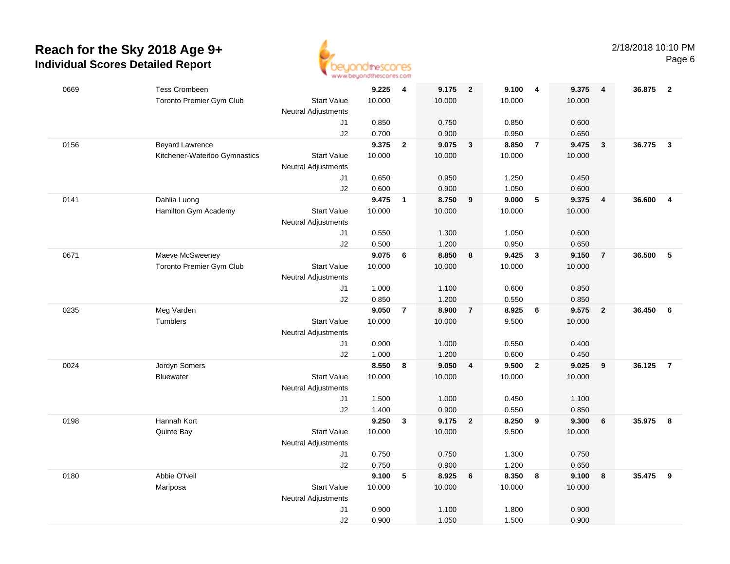# Reach for the Sky 2018 Age 9+
## Individual Scores Detailed Report

2/18/2018 10:10 PM

| # | Name / Club | | Score | Rank | Score | Rank | Score | Rank | Score | Rank | AA | Rank |
|---|---|---|---|---|---|---|---|---|---|---|---|---|
| 0669 | Tess Crombeen | | 9.225 | 4 | 9.175 | 2 | 9.100 | 4 | 9.375 | 4 | 36.875 | 2 |
| | Toronto Premier Gym Club | Start Value | 10.000 | | 10.000 | | 10.000 | | 10.000 | | | |
| | | Neutral Adjustments | | | | | | | | | | |
| | | J1 | 0.850 | | 0.750 | | 0.850 | | 0.600 | | | |
| | | J2 | 0.700 | | 0.900 | | 0.950 | | 0.650 | | | |
| 0156 | Beyard Lawrence | | 9.375 | 2 | 9.075 | 3 | 8.850 | 7 | 9.475 | 3 | 36.775 | 3 |
| | Kitchener-Waterloo Gymnastics | Start Value | 10.000 | | 10.000 | | 10.000 | | 10.000 | | | |
| | | Neutral Adjustments | | | | | | | | | | |
| | | J1 | 0.650 | | 0.950 | | 1.250 | | 0.450 | | | |
| | | J2 | 0.600 | | 0.900 | | 1.050 | | 0.600 | | | |
| 0141 | Dahlia Luong | | 9.475 | 1 | 8.750 | 9 | 9.000 | 5 | 9.375 | 4 | 36.600 | 4 |
| | Hamilton Gym Academy | Start Value | 10.000 | | 10.000 | | 10.000 | | 10.000 | | | |
| | | Neutral Adjustments | | | | | | | | | | |
| | | J1 | 0.550 | | 1.300 | | 1.050 | | 0.600 | | | |
| | | J2 | 0.500 | | 1.200 | | 0.950 | | 0.650 | | | |
| 0671 | Maeve McSweeney | | 9.075 | 6 | 8.850 | 8 | 9.425 | 3 | 9.150 | 7 | 36.500 | 5 |
| | Toronto Premier Gym Club | Start Value | 10.000 | | 10.000 | | 10.000 | | 10.000 | | | |
| | | Neutral Adjustments | | | | | | | | | | |
| | | J1 | 1.000 | | 1.100 | | 0.600 | | 0.850 | | | |
| | | J2 | 0.850 | | 1.200 | | 0.550 | | 0.850 | | | |
| 0235 | Meg Varden | | 9.050 | 7 | 8.900 | 7 | 8.925 | 6 | 9.575 | 2 | 36.450 | 6 |
| | Tumblers | Start Value | 10.000 | | 10.000 | | 9.500 | | 10.000 | | | |
| | | Neutral Adjustments | | | | | | | | | | |
| | | J1 | 0.900 | | 1.000 | | 0.550 | | 0.400 | | | |
| | | J2 | 1.000 | | 1.200 | | 0.600 | | 0.450 | | | |
| 0024 | Jordyn Somers | | 8.550 | 8 | 9.050 | 4 | 9.500 | 2 | 9.025 | 9 | 36.125 | 7 |
| | Bluewater | Start Value | 10.000 | | 10.000 | | 10.000 | | 10.000 | | | |
| | | Neutral Adjustments | | | | | | | | | | |
| | | J1 | 1.500 | | 1.000 | | 0.450 | | 1.100 | | | |
| | | J2 | 1.400 | | 0.900 | | 0.550 | | 0.850 | | | |
| 0198 | Hannah Kort | | 9.250 | 3 | 9.175 | 2 | 8.250 | 9 | 9.300 | 6 | 35.975 | 8 |
| | Quinte Bay | Start Value | 10.000 | | 10.000 | | 9.500 | | 10.000 | | | |
| | | Neutral Adjustments | | | | | | | | | | |
| | | J1 | 0.750 | | 0.750 | | 1.300 | | 0.750 | | | |
| | | J2 | 0.750 | | 0.900 | | 1.200 | | 0.650 | | | |
| 0180 | Abbie O'Neil | | 9.100 | 5 | 8.925 | 6 | 8.350 | 8 | 9.100 | 8 | 35.475 | 9 |
| | Mariposa | Start Value | 10.000 | | 10.000 | | 10.000 | | 10.000 | | | |
| | | Neutral Adjustments | | | | | | | | | | |
| | | J1 | 0.900 | | 1.100 | | 1.800 | | 0.900 | | | |
| | | J2 | 0.900 | | 1.050 | | 1.500 | | 0.900 | | | |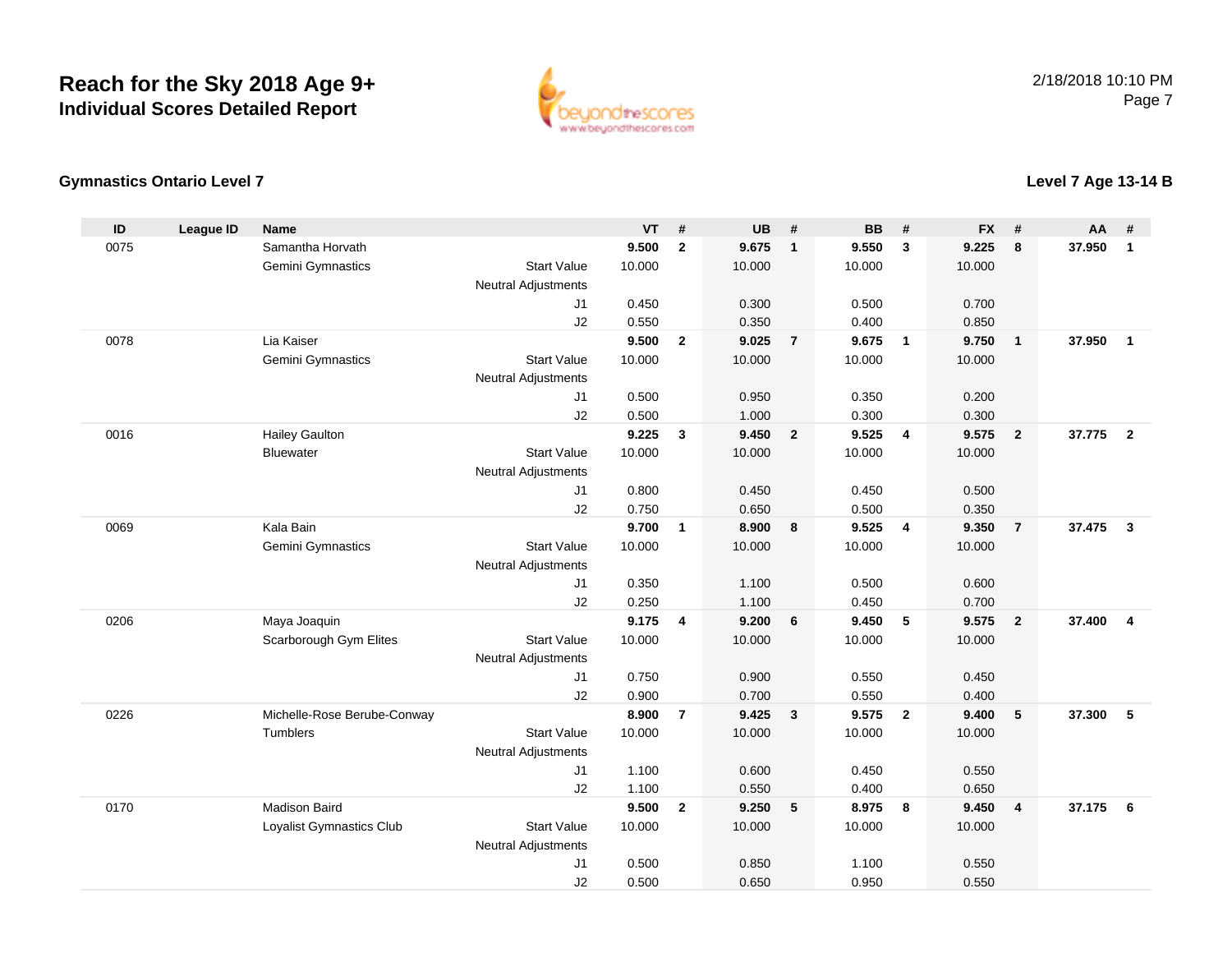# Reach for the Sky 2018 Age 9+
## Individual Scores Detailed Report

2/18/2018 10:10 PM

### Gymnastics Ontario Level 7

### Level 7 Age 13-14 B

| ID | League ID | Name | | VT | # | UB | # | BB | # | FX | # | AA | # |
|---|---|---|---|---|---|---|---|---|---|---|---|---|---|
| 0075 | | Samantha Horvath | | 9.500 | 2 | 9.675 | 1 | 9.550 | 3 | 9.225 | 8 | 37.950 | 1 |
| | | Gemini Gymnastics | Start Value | 10.000 | | 10.000 | | 10.000 | | 10.000 | | | |
| | | | Neutral Adjustments | | | | | | | | | | |
| | | | J1 | 0.450 | | 0.300 | | 0.500 | | 0.700 | | | |
| | | | J2 | 0.550 | | 0.350 | | 0.400 | | 0.850 | | | |
| 0078 | | Lia Kaiser | | 9.500 | 2 | 9.025 | 7 | 9.675 | 1 | 9.750 | 1 | 37.950 | 1 |
| | | Gemini Gymnastics | Start Value | 10.000 | | 10.000 | | 10.000 | | 10.000 | | | |
| | | | Neutral Adjustments | | | | | | | | | | |
| | | | J1 | 0.500 | | 0.950 | | 0.350 | | 0.200 | | | |
| | | | J2 | 0.500 | | 1.000 | | 0.300 | | 0.300 | | | |
| 0016 | | Hailey Gaulton | | 9.225 | 3 | 9.450 | 2 | 9.525 | 4 | 9.575 | 2 | 37.775 | 2 |
| | | Bluewater | Start Value | 10.000 | | 10.000 | | 10.000 | | 10.000 | | | |
| | | | Neutral Adjustments | | | | | | | | | | |
| | | | J1 | 0.800 | | 0.450 | | 0.450 | | 0.500 | | | |
| | | | J2 | 0.750 | | 0.650 | | 0.500 | | 0.350 | | | |
| 0069 | | Kala Bain | | 9.700 | 1 | 8.900 | 8 | 9.525 | 4 | 9.350 | 7 | 37.475 | 3 |
| | | Gemini Gymnastics | Start Value | 10.000 | | 10.000 | | 10.000 | | 10.000 | | | |
| | | | Neutral Adjustments | | | | | | | | | | |
| | | | J1 | 0.350 | | 1.100 | | 0.500 | | 0.600 | | | |
| | | | J2 | 0.250 | | 1.100 | | 0.450 | | 0.700 | | | |
| 0206 | | Maya Joaquin | | 9.175 | 4 | 9.200 | 6 | 9.450 | 5 | 9.575 | 2 | 37.400 | 4 |
| | | Scarborough Gym Elites | Start Value | 10.000 | | 10.000 | | 10.000 | | 10.000 | | | |
| | | | Neutral Adjustments | | | | | | | | | | |
| | | | J1 | 0.750 | | 0.900 | | 0.550 | | 0.450 | | | |
| | | | J2 | 0.900 | | 0.700 | | 0.550 | | 0.400 | | | |
| 0226 | | Michelle-Rose Berube-Conway | | 8.900 | 7 | 9.425 | 3 | 9.575 | 2 | 9.400 | 5 | 37.300 | 5 |
| | | Tumblers | Start Value | 10.000 | | 10.000 | | 10.000 | | 10.000 | | | |
| | | | Neutral Adjustments | | | | | | | | | | |
| | | | J1 | 1.100 | | 0.600 | | 0.450 | | 0.550 | | | |
| | | | J2 | 1.100 | | 0.550 | | 0.400 | | 0.650 | | | |
| 0170 | | Madison Baird | | 9.500 | 2 | 9.250 | 5 | 8.975 | 8 | 9.450 | 4 | 37.175 | 6 |
| | | Loyalist Gymnastics Club | Start Value | 10.000 | | 10.000 | | 10.000 | | 10.000 | | | |
| | | | Neutral Adjustments | | | | | | | | | | |
| | | | J1 | 0.500 | | 0.850 | | 1.100 | | 0.550 | | | |
| | | | J2 | 0.500 | | 0.650 | | 0.950 | | 0.550 | | | |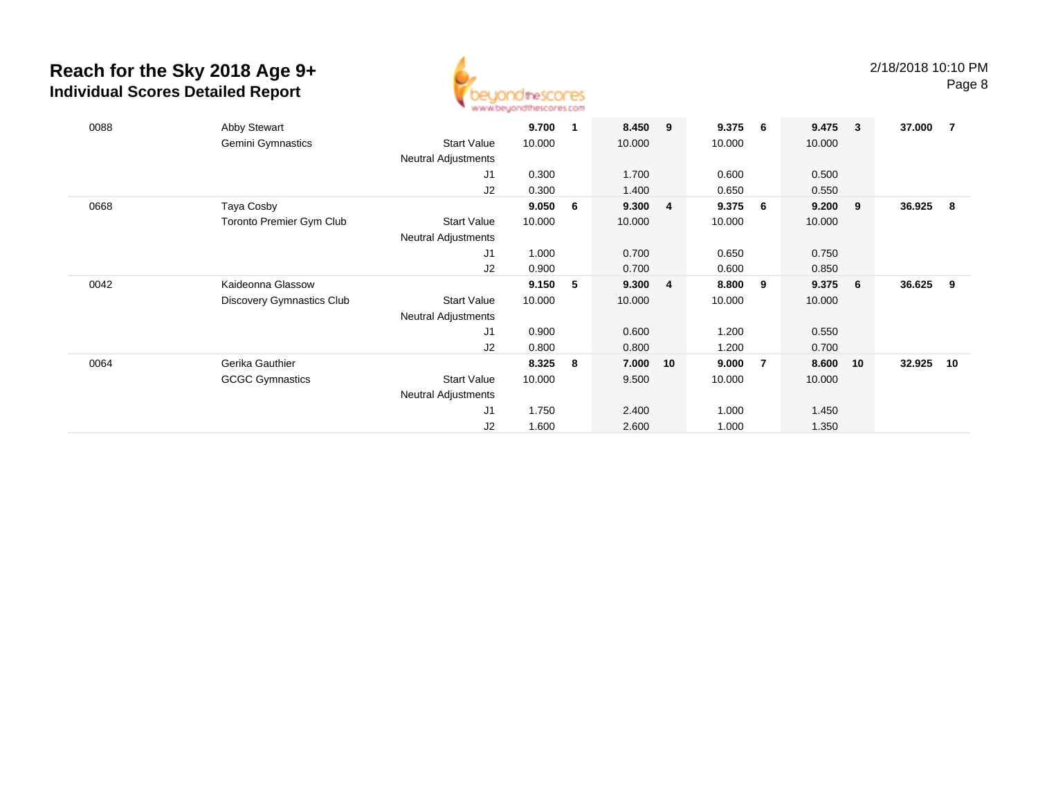# Reach for the Sky 2018 Age 9+
## Individual Scores Detailed Report

| | | | | | | | | | | | | |
|---|---|---|---|---|---|---|---|---|---|---|---|---|
| 0088 | Abby Stewart | | **9.700** | **1** | **8.450** | **9** | **9.375** | **6** | **9.475** | **3** | **37.000** | **7** |
| | Gemini Gymnastics | Start Value | 10.000 | | 10.000 | | 10.000 | | 10.000 | | | |
| | | Neutral Adjustments | | | | | | | | | | |
| | | J1 | 0.300 | | 1.700 | | 0.600 | | 0.500 | | | |
| | | J2 | 0.300 | | 1.400 | | 0.650 | | 0.550 | | | |
| 0668 | Taya Cosby | | **9.050** | **6** | **9.300** | **4** | **9.375** | **6** | **9.200** | **9** | **36.925** | **8** |
| | Toronto Premier Gym Club | Start Value | 10.000 | | 10.000 | | 10.000 | | 10.000 | | | |
| | | Neutral Adjustments | | | | | | | | | | |
| | | J1 | 1.000 | | 0.700 | | 0.650 | | 0.750 | | | |
| | | J2 | 0.900 | | 0.700 | | 0.600 | | 0.850 | | | |
| 0042 | Kaideonna Glassow | | **9.150** | **5** | **9.300** | **4** | **8.800** | **9** | **9.375** | **6** | **36.625** | **9** |
| | Discovery Gymnastics Club | Start Value | 10.000 | | 10.000 | | 10.000 | | 10.000 | | | |
| | | Neutral Adjustments | | | | | | | | | | |
| | | J1 | 0.900 | | 0.600 | | 1.200 | | 0.550 | | | |
| | | J2 | 0.800 | | 0.800 | | 1.200 | | 0.700 | | | |
| 0064 | Gerika Gauthier | | **8.325** | **8** | **7.000** | **10** | **9.000** | **7** | **8.600** | **10** | **32.925** | **10** |
| | GCGC Gymnastics | Start Value | 10.000 | | 9.500 | | 10.000 | | 10.000 | | | |
| | | Neutral Adjustments | | | | | | | | | | |
| | | J1 | 1.750 | | 2.400 | | 1.000 | | 1.450 | | | |
| | | J2 | 1.600 | | 2.600 | | 1.000 | | 1.350 | | | |